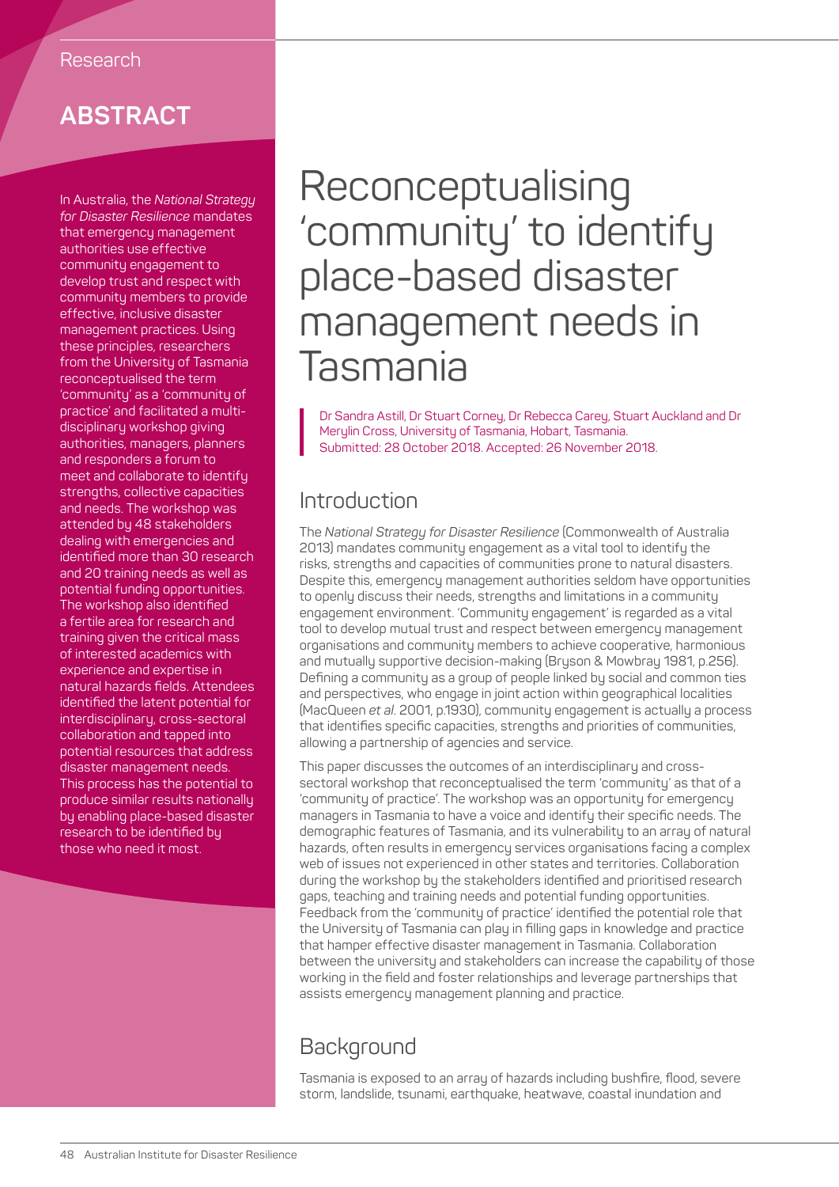Research

## ABSTRACT

In Australia, the *National Strategy for Disaster Resilience* mandates that emergency management authorities use effective community engagement to develop trust and respect with community members to provide effective, inclusive disaster management practices. Using these principles, researchers from the University of Tasmania reconceptualised the term 'community' as a 'community of practice' and facilitated a multi-disciplinary workshop giving authorities, managers, planners and responders a forum to meet and collaborate to identify strengths, collective capacities and needs. The workshop was attended by 48 stakeholders dealing with emergencies and identified more than 30 research and 20 training needs as well as potential funding opportunities. The workshop also identified a fertile area for research and training given the critical mass of interested academics with experience and expertise in natural hazards fields. Attendees identified the latent potential for interdisciplinary, cross-sectoral collaboration and tapped into potential resources that address disaster management needs. This process has the potential to produce similar results nationally by enabling place-based disaster research to be identified by those who need it most.

# Reconceptualising 'community' to identify place-based disaster management needs in Tasmania

Dr Sandra Astill, Dr Stuart Corney, Dr Rebecca Carey, Stuart Auckland and Dr Merylin Cross, University of Tasmania, Hobart, Tasmania.
Submitted: 28 October 2018. Accepted: 26 November 2018.

## Introduction

The *National Strategy for Disaster Resilience* (Commonwealth of Australia 2013) mandates community engagement as a vital tool to identify the risks, strengths and capacities of communities prone to natural disasters. Despite this, emergency management authorities seldom have opportunities to openly discuss their needs, strengths and limitations in a community engagement environment. 'Community engagement' is regarded as a vital tool to develop mutual trust and respect between emergency management organisations and community members to achieve cooperative, harmonious and mutually supportive decision-making (Bryson & Mowbray 1981, p.256). Defining a community as a group of people linked by social and common ties and perspectives, who engage in joint action within geographical localities (MacQueen *et al.* 2001, p.1930), community engagement is actually a process that identifies specific capacities, strengths and priorities of communities, allowing a partnership of agencies and service.

This paper discusses the outcomes of an interdisciplinary and cross-sectoral workshop that reconceptualised the term 'community' as that of a 'community of practice'. The workshop was an opportunity for emergency managers in Tasmania to have a voice and identify their specific needs. The demographic features of Tasmania, and its vulnerability to an array of natural hazards, often results in emergency services organisations facing a complex web of issues not experienced in other states and territories. Collaboration during the workshop by the stakeholders identified and prioritised research gaps, teaching and training needs and potential funding opportunities. Feedback from the 'community of practice' identified the potential role that the University of Tasmania can play in filling gaps in knowledge and practice that hamper effective disaster management in Tasmania. Collaboration between the university and stakeholders can increase the capability of those working in the field and foster relationships and leverage partnerships that assists emergency management planning and practice.

## Background

Tasmania is exposed to an array of hazards including bushfire, flood, severe storm, landslide, tsunami, earthquake, heatwave, coastal inundation and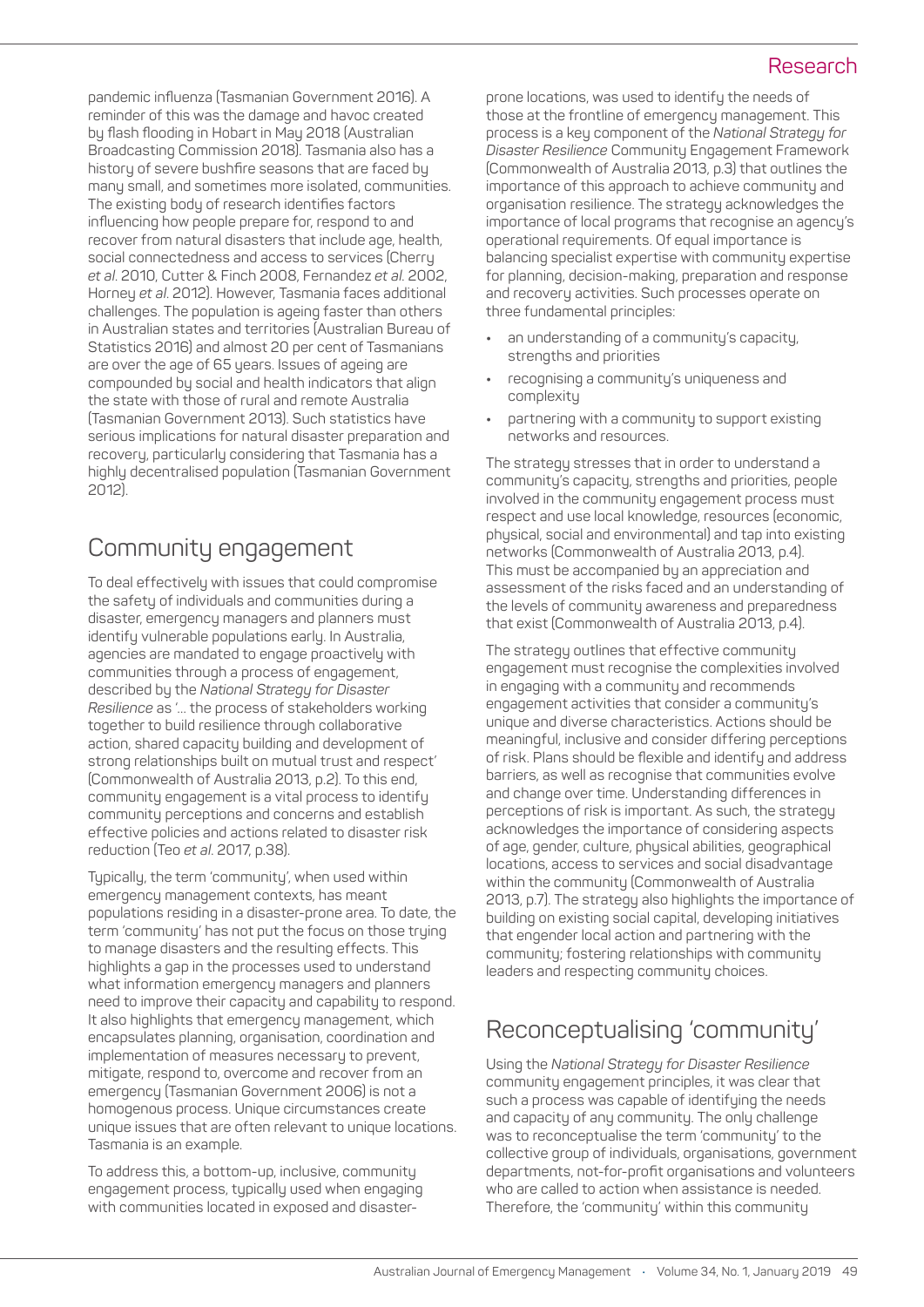pandemic influenza (Tasmanian Government 2016). A reminder of this was the damage and havoc created by flash flooding in Hobart in May 2018 (Australian Broadcasting Commission 2018). Tasmania also has a history of severe bushfire seasons that are faced by many small, and sometimes more isolated, communities. The existing body of research identifies factors influencing how people prepare for, respond to and recover from natural disasters that include age, health, social connectedness and access to services (Cherry *et al.* 2010, Cutter & Finch 2008, Fernandez *et al.* 2002, Horney *et al.* 2012). However, Tasmania faces additional challenges. The population is ageing faster than others in Australian states and territories (Australian Bureau of Statistics 2016) and almost 20 per cent of Tasmanians are over the age of 65 years. Issues of ageing are compounded by social and health indicators that align the state with those of rural and remote Australia (Tasmanian Government 2013). Such statistics have serious implications for natural disaster preparation and recovery, particularly considering that Tasmania has a highly decentralised population (Tasmanian Government 2012).

## Community engagement

To deal effectively with issues that could compromise the safety of individuals and communities during a disaster, emergency managers and planners must identify vulnerable populations early. In Australia, agencies are mandated to engage proactively with communities through a process of engagement, described by the *National Strategy for Disaster Resilience* as '… the process of stakeholders working together to build resilience through collaborative action, shared capacity building and development of strong relationships built on mutual trust and respect' (Commonwealth of Australia 2013, p.2). To this end, community engagement is a vital process to identify community perceptions and concerns and establish effective policies and actions related to disaster risk reduction (Teo *et al.* 2017, p.38).

Typically, the term 'community', when used within emergency management contexts, has meant populations residing in a disaster-prone area. To date, the term 'community' has not put the focus on those trying to manage disasters and the resulting effects. This highlights a gap in the processes used to understand what information emergency managers and planners need to improve their capacity and capability to respond. It also highlights that emergency management, which encapsulates planning, organisation, coordination and implementation of measures necessary to prevent, mitigate, respond to, overcome and recover from an emergency (Tasmanian Government 2006) is not a homogenous process. Unique circumstances create unique issues that are often relevant to unique locations. Tasmania is an example.

To address this, a bottom-up, inclusive, community engagement process, typically used when engaging with communities located in exposed and disaster-prone locations, was used to identify the needs of those at the frontline of emergency management. This process is a key component of the *National Strategy for Disaster Resilience* Community Engagement Framework (Commonwealth of Australia 2013, p.3) that outlines the importance of this approach to achieve community and organisation resilience. The strategy acknowledges the importance of local programs that recognise an agency's operational requirements. Of equal importance is balancing specialist expertise with community expertise for planning, decision-making, preparation and response and recovery activities. Such processes operate on three fundamental principles:

- an understanding of a community's capacity, strengths and priorities
- recognising a community's uniqueness and complexity
- partnering with a community to support existing networks and resources.

The strategy stresses that in order to understand a community's capacity, strengths and priorities, people involved in the community engagement process must respect and use local knowledge, resources (economic, physical, social and environmental) and tap into existing networks (Commonwealth of Australia 2013, p.4). This must be accompanied by an appreciation and assessment of the risks faced and an understanding of the levels of community awareness and preparedness that exist (Commonwealth of Australia 2013, p.4).

The strategy outlines that effective community engagement must recognise the complexities involved in engaging with a community and recommends engagement activities that consider a community's unique and diverse characteristics. Actions should be meaningful, inclusive and consider differing perceptions of risk. Plans should be flexible and identify and address barriers, as well as recognise that communities evolve and change over time. Understanding differences in perceptions of risk is important. As such, the strategy acknowledges the importance of considering aspects of age, gender, culture, physical abilities, geographical locations, access to services and social disadvantage within the community (Commonwealth of Australia 2013, p.7). The strategy also highlights the importance of building on existing social capital, developing initiatives that engender local action and partnering with the community; fostering relationships with community leaders and respecting community choices.

## Reconceptualising 'community'

Using the *National Strategy for Disaster Resilience* community engagement principles, it was clear that such a process was capable of identifying the needs and capacity of any community. The only challenge was to reconceptualise the term 'community' to the collective group of individuals, organisations, government departments, not-for-profit organisations and volunteers who are called to action when assistance is needed. Therefore, the 'community' within this community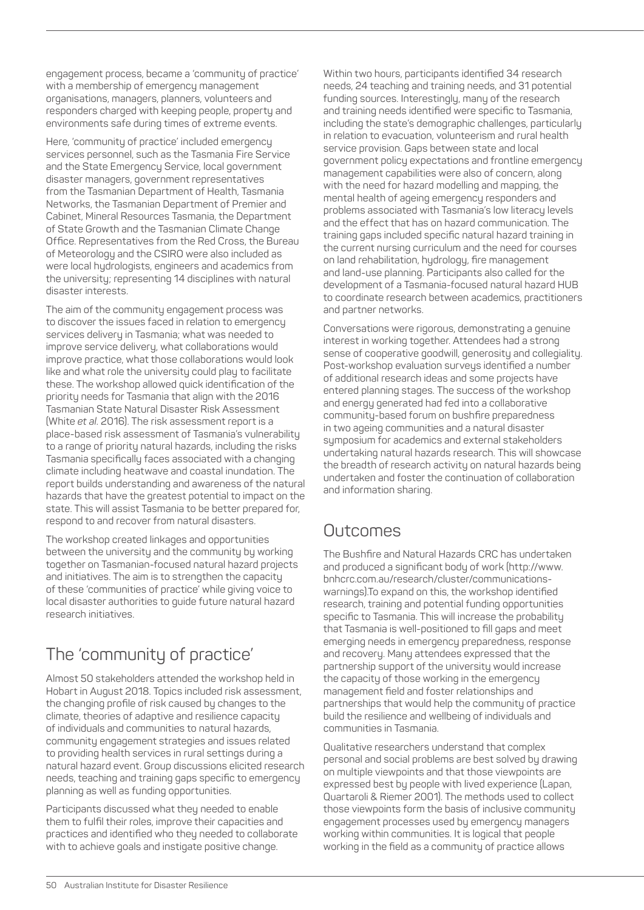engagement process, became a 'community of practice' with a membership of emergency management organisations, managers, planners, volunteers and responders charged with keeping people, property and environments safe during times of extreme events.

Here, 'community of practice' included emergency services personnel, such as the Tasmania Fire Service and the State Emergency Service, local government disaster managers, government representatives from the Tasmanian Department of Health, Tasmania Networks, the Tasmanian Department of Premier and Cabinet, Mineral Resources Tasmania, the Department of State Growth and the Tasmanian Climate Change Office. Representatives from the Red Cross, the Bureau of Meteorology and the CSIRO were also included as were local hydrologists, engineers and academics from the university; representing 14 disciplines with natural disaster interests.

The aim of the community engagement process was to discover the issues faced in relation to emergency services delivery in Tasmania; what was needed to improve service delivery, what collaborations would improve practice, what those collaborations would look like and what role the university could play to facilitate these. The workshop allowed quick identification of the priority needs for Tasmania that align with the 2016 Tasmanian State Natural Disaster Risk Assessment (White *et al.* 2016). The risk assessment report is a place-based risk assessment of Tasmania's vulnerability to a range of priority natural hazards, including the risks Tasmania specifically faces associated with a changing climate including heatwave and coastal inundation. The report builds understanding and awareness of the natural hazards that have the greatest potential to impact on the state. This will assist Tasmania to be better prepared for, respond to and recover from natural disasters.

The workshop created linkages and opportunities between the university and the community by working together on Tasmanian-focused natural hazard projects and initiatives. The aim is to strengthen the capacity of these 'communities of practice' while giving voice to local disaster authorities to guide future natural hazard research initiatives.

## The 'community of practice'

Almost 50 stakeholders attended the workshop held in Hobart in August 2018. Topics included risk assessment, the changing profile of risk caused by changes to the climate, theories of adaptive and resilience capacity of individuals and communities to natural hazards, community engagement strategies and issues related to providing health services in rural settings during a natural hazard event. Group discussions elicited research needs, teaching and training gaps specific to emergency planning as well as funding opportunities.

Participants discussed what they needed to enable them to fulfil their roles, improve their capacities and practices and identified who they needed to collaborate with to achieve goals and instigate positive change.

Within two hours, participants identified 34 research needs, 24 teaching and training needs, and 31 potential funding sources. Interestingly, many of the research and training needs identified were specific to Tasmania, including the state's demographic challenges, particularly in relation to evacuation, volunteerism and rural health service provision. Gaps between state and local government policy expectations and frontline emergency management capabilities were also of concern, along with the need for hazard modelling and mapping, the mental health of ageing emergency responders and problems associated with Tasmania's low literacy levels and the effect that has on hazard communication. The training gaps included specific natural hazard training in the current nursing curriculum and the need for courses on land rehabilitation, hydrology, fire management and land-use planning. Participants also called for the development of a Tasmania-focused natural hazard HUB to coordinate research between academics, practitioners and partner networks.

Conversations were rigorous, demonstrating a genuine interest in working together. Attendees had a strong sense of cooperative goodwill, generosity and collegiality. Post-workshop evaluation surveys identified a number of additional research ideas and some projects have entered planning stages. The success of the workshop and energy generated had fed into a collaborative community-based forum on bushfire preparedness in two ageing communities and a natural disaster symposium for academics and external stakeholders undertaking natural hazards research. This will showcase the breadth of research activity on natural hazards being undertaken and foster the continuation of collaboration and information sharing.

## Outcomes

The Bushfire and Natural Hazards CRC has undertaken and produced a significant body of work (http://www.bnhcrc.com.au/research/cluster/communications-warnings).To expand on this, the workshop identified research, training and potential funding opportunities specific to Tasmania. This will increase the probability that Tasmania is well-positioned to fill gaps and meet emerging needs in emergency preparedness, response and recovery. Many attendees expressed that the partnership support of the university would increase the capacity of those working in the emergency management field and foster relationships and partnerships that would help the community of practice build the resilience and wellbeing of individuals and communities in Tasmania.

Qualitative researchers understand that complex personal and social problems are best solved by drawing on multiple viewpoints and that those viewpoints are expressed best by people with lived experience (Lapan, Quartaroli & Riemer 2001). The methods used to collect those viewpoints form the basis of inclusive community engagement processes used by emergency managers working within communities. It is logical that people working in the field as a community of practice allows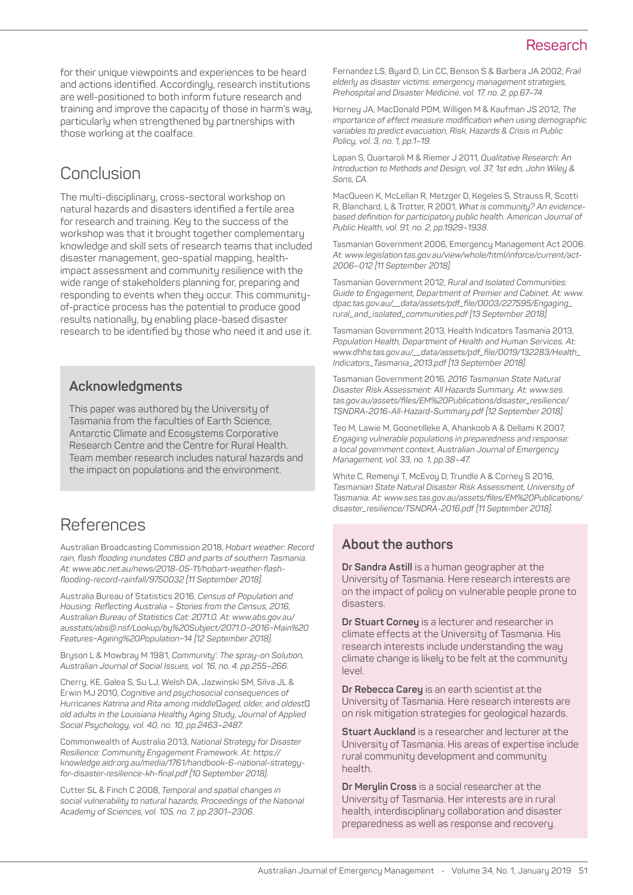for their unique viewpoints and experiences to be heard and actions identified. Accordingly, research institutions are well-positioned to both inform future research and training and improve the capacity of those in harm's way, particularly when strengthened by partnerships with those working at the coalface.

## Conclusion

The multi-disciplinary, cross-sectoral workshop on natural hazards and disasters identified a fertile area for research and training. Key to the success of the workshop was that it brought together complementary knowledge and skill sets of research teams that included disaster management, geo-spatial mapping, health-impact assessment and community resilience with the wide range of stakeholders planning for, preparing and responding to events when they occur. This community-of-practice process has the potential to produce good results nationally, by enabling place-based disaster research to be identified by those who need it and use it.

### Acknowledgments

This paper was authored by the University of Tasmania from the faculties of Earth Science, Antarctic Climate and Ecosystems Corporative Research Centre and the Centre for Rural Health. Team member research includes natural hazards and the impact on populations and the environment.

## References

Australian Broadcasting Commission 2018, *Hobart weather: Record rain, flash flooding inundates CBD and parts of southern Tasmania. At: www.abc.net.au/news/2018-05-11/hobart-weather-flash-flooding-record-rainfall/9750032 [11 September 2018].*

Australia Bureau of Statistics 2016, *Census of Population and Housing: Reflecting Australia – Stories from the Census, 2016, Australian Bureau of Statistics Cat: 2071.0. At: www.abs.gov.au/ausstats/abs@.nsf/Lookup/by%20Subject/2071.0~2016~Main%20Features~Ageing%20Population~14 [12 September 2018].*

Bryson L & Mowbray M 1981, *Community': The spray-on Solution, Australian Journal of Social Issues, vol. 16, no. 4. pp.255–266.*

Cherry, KE, Galea S, Su LJ, Welsh DA, Jazwinski SM, Silva JL & Erwin MJ 2010, *Cognitive and psychosocial consequences of Hurricanes Katrina and Rita among middle‐aged, older, and oldest‐old adults in the Louisiana Healthy Aging Study, Journal of Applied Social Psychology, vol. 40, no. 10, pp.2463–2487.*

Commonwealth of Australia 2013, *National Strategy for Disaster Resilience: Community Engagement Framework. At: https://knowledge.aidr.org.au/media/1761/handbook-6-national-strategy-for-disaster-resilience-kh-final.pdf [10 September 2018].*

Cutter SL & Finch C 2008, *Temporal and spatial changes in social vulnerability to natural hazards, Proceedings of the National Academy of Sciences, vol. 105, no. 7, pp.2301–2306.*

Fernandez LS, Byard D, Lin CC, Benson S & Barbera JA 2002, *Frail elderly as disaster victims: emergency management strategies, Prehospital and Disaster Medicine, vol. 17, no. 2, pp.67–74.*

Horney JA, MacDonald PDM, Willigen M & Kaufman JS 2012, *The importance of effect measure modification when using demographic variables to predict evacuation, Risk, Hazards & Crisis in Public Policy, vol. 3, no. 1, pp.1–19.*

Lapan S, Quartaroli M & Riemer J 2011, *Qualitative Research: An Introduction to Methods and Design, vol. 37, 1st edn, John Wiley & Sons, CA.*

MacQueen K, McLellan R, Metzger D, Kegeles S, Strauss R, Scotti R, Blanchard, L & Trotter, R 2001, *What is community? An evidence-based definition for participatory public health. American Journal of Public Health, vol. 91, no. 2, pp.1929–1938.*

Tasmanian Government 2006, Emergency Management Act 2006. *At: www.legislation.tas.gov.au/view/whole/html/inforce/current/act-2006-012 [11 September 2018].*

Tasmanian Government 2012, *Rural and Isolated Communities: Guide to Engagement, Department of Premier and Cabinet. At: www.dpac.tas.gov.au/__data/assets/pdf_file/0003/227595/Engaging_rural_and_isolated_communities.pdf [13 September 2018].*

Tasmanian Government 2013, Health Indicators Tasmania 2013, *Population Health, Department of Health and Human Services. At: www.dhhs.tas.gov.au/__data/assets/pdf_file/0019/132283/Health_Indicators_Tasmania_2013.pdf [13 September 2018].*

Tasmanian Government 2016, *2016 Tasmanian State Natural Disaster Risk Assessment: All Hazards Summary. At: www.ses.tas.gov.au/assets/files/EM%20Publications/disaster_resilience/TSNDRA-2016-All-Hazard-Summary.pdf [12 September 2018].*

Teo M, Lawie M, Goonetilleke A, Ahankoob A & Dellami K 2007, *Engaging vulnerable populations in preparedness and response: a local government context, Australian Journal of Emergency Management, vol. 33, no. 1, pp.38–47.*

White C, Remenyi T, McEvoy D, Trundle A & Corney S 2016, *Tasmanian State Natural Disaster Risk Assessment, University of Tasmania. At: www.ses.tas.gov.au/assets/files/EM%20Publications/disaster_resilience/TSNDRA-2016.pdf [11 September 2018].*

### About the authors

**Dr Sandra Astill** is a human geographer at the University of Tasmania. Here research interests are on the impact of policy on vulnerable people prone to disasters.

**Dr Stuart Corney** is a lecturer and researcher in climate effects at the University of Tasmania. His research interests include understanding the way climate change is likely to be felt at the community level.

**Dr Rebecca Carey** is an earth scientist at the University of Tasmania. Here research interests are on risk mitigation strategies for geological hazards.

**Stuart Auckland** is a researcher and lecturer at the University of Tasmania. His areas of expertise include rural community development and community health.

**Dr Merylin Cross** is a social researcher at the University of Tasmania. Her interests are in rural health, interdisciplinary collaboration and disaster preparedness as well as response and recovery.